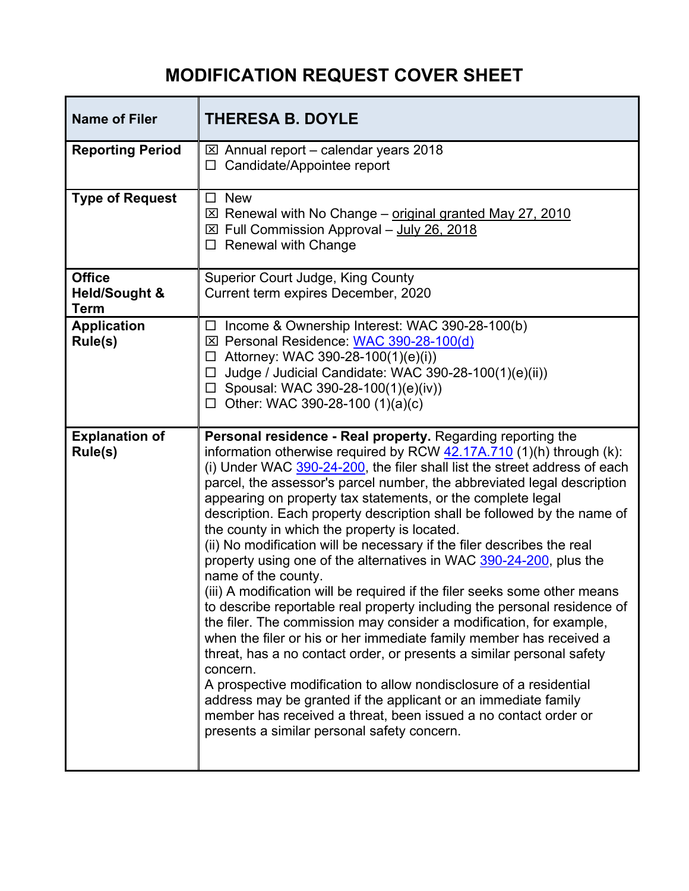# MODIFICATION REQUEST COVER SHEET

| **Name of Filer** | **THERESA B. DOYLE** |
|---|---|
| **Reporting Period** | ☒ Annual report – calendar years 2018<br>☐ Candidate/Appointee report |
| **Type of Request** | ☐ New<br>☒ Renewal with No Change – original granted May 27, 2010<br>☒ Full Commission Approval – July 26, 2018<br>☐ Renewal with Change |
| **Office Held/Sought & Term** | Superior Court Judge, King County<br>Current term expires December, 2020 |
| **Application Rule(s)** | ☐ Income & Ownership Interest: WAC 390-28-100(b)<br>☒ Personal Residence: WAC 390-28-100(d)<br>☐ Attorney: WAC 390-28-100(1)(e)(i))<br>☐ Judge / Judicial Candidate: WAC 390-28-100(1)(e)(ii))<br>☐ Spousal: WAC 390-28-100(1)(e)(iv))<br>☐ Other: WAC 390-28-100 (1)(a)(c) |
| **Explanation of Rule(s)** | **Personal residence - Real property.** Regarding reporting the information otherwise required by RCW 42.17A.710 (1)(h) through (k):<br>(i) Under WAC 390-24-200, the filer shall list the street address of each parcel, the assessor's parcel number, the abbreviated legal description appearing on property tax statements, or the complete legal description. Each property description shall be followed by the name of the county in which the property is located.<br>(ii) No modification will be necessary if the filer describes the real property using one of the alternatives in WAC 390-24-200, plus the name of the county.<br>(iii) A modification will be required if the filer seeks some other means to describe reportable real property including the personal residence of the filer. The commission may consider a modification, for example, when the filer or his or her immediate family member has received a threat, has a no contact order, or presents a similar personal safety concern.<br>A prospective modification to allow nondisclosure of a residential address may be granted if the applicant or an immediate family member has received a threat, been issued a no contact order or presents a similar personal safety concern. |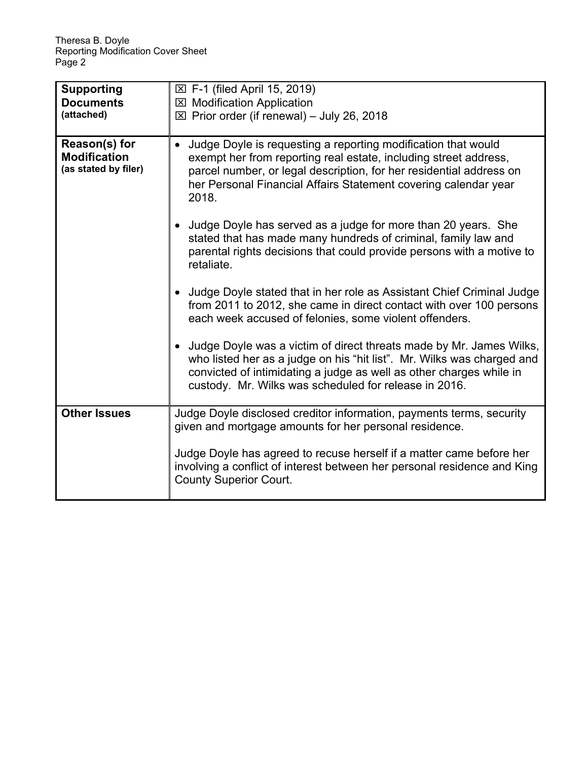| | |
|---|---|
| **Supporting Documents** **(attached)** | ☒ F-1 (filed April 15, 2019)<br>☒ Modification Application<br>☒ Prior order (if renewal) – July 26, 2018 |
| **Reason(s) for Modification** **(as stated by filer)** | • Judge Doyle is requesting a reporting modification that would exempt her from reporting real estate, including street address, parcel number, or legal description, for her residential address on her Personal Financial Affairs Statement covering calendar year 2018.<br><br>• Judge Doyle has served as a judge for more than 20 years. She stated that has made many hundreds of criminal, family law and parental rights decisions that could provide persons with a motive to retaliate.<br><br>• Judge Doyle stated that in her role as Assistant Chief Criminal Judge from 2011 to 2012, she came in direct contact with over 100 persons each week accused of felonies, some violent offenders.<br><br>• Judge Doyle was a victim of direct threats made by Mr. James Wilks, who listed her as a judge on his "hit list". Mr. Wilks was charged and convicted of intimidating a judge as well as other charges while in custody. Mr. Wilks was scheduled for release in 2016. |
| **Other Issues** | Judge Doyle disclosed creditor information, payments terms, security given and mortgage amounts for her personal residence.<br><br>Judge Doyle has agreed to recuse herself if a matter came before her involving a conflict of interest between her personal residence and King County Superior Court. |